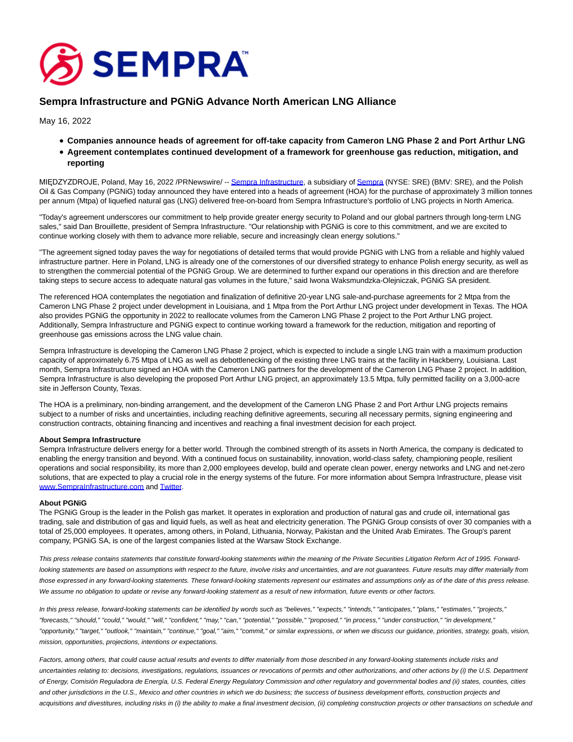# Sempra Infrastructure and PGNiG Advance North American LNG Alliance

May 16, 2022

- **Companies announce heads of agreement for off-take capacity from Cameron LNG Phase 2 and Port Arthur LNG**
- **Agreement contemplates continued development of a framework for greenhouse gas reduction, mitigation, and reporting**

MIĘDZYZDROJE, Poland, May 16, 2022 /PRNewswire/ -- Sempra Infrastructure, a subsidiary of Sempra (NYSE: SRE) (BMV: SRE), and the Polish Oil & Gas Company (PGNiG) today announced they have entered into a heads of agreement (HOA) for the purchase of approximately 3 million tonnes per annum (Mtpa) of liquefied natural gas (LNG) delivered free-on-board from Sempra Infrastructure's portfolio of LNG projects in North America.

"Today's agreement underscores our commitment to help provide greater energy security to Poland and our global partners through long-term LNG sales," said Dan Brouillette, president of Sempra Infrastructure. "Our relationship with PGNiG is core to this commitment, and we are excited to continue working closely with them to advance more reliable, secure and increasingly clean energy solutions."

"The agreement signed today paves the way for negotiations of detailed terms that would provide PGNiG with LNG from a reliable and highly valued infrastructure partner. Here in Poland, LNG is already one of the cornerstones of our diversified strategy to enhance Polish energy security, as well as to strengthen the commercial potential of the PGNiG Group. We are determined to further expand our operations in this direction and are therefore taking steps to secure access to adequate natural gas volumes in the future," said Iwona Waksmundzka-Olejniczak, PGNiG SA president.

The referenced HOA contemplates the negotiation and finalization of definitive 20-year LNG sale-and-purchase agreements for 2 Mtpa from the Cameron LNG Phase 2 project under development in Louisiana, and 1 Mtpa from the Port Arthur LNG project under development in Texas. The HOA also provides PGNiG the opportunity in 2022 to reallocate volumes from the Cameron LNG Phase 2 project to the Port Arthur LNG project. Additionally, Sempra Infrastructure and PGNiG expect to continue working toward a framework for the reduction, mitigation and reporting of greenhouse gas emissions across the LNG value chain.

Sempra Infrastructure is developing the Cameron LNG Phase 2 project, which is expected to include a single LNG train with a maximum production capacity of approximately 6.75 Mtpa of LNG as well as debottlenecking of the existing three LNG trains at the facility in Hackberry, Louisiana. Last month, Sempra Infrastructure signed an HOA with the Cameron LNG partners for the development of the Cameron LNG Phase 2 project. In addition, Sempra Infrastructure is also developing the proposed Port Arthur LNG project, an approximately 13.5 Mtpa, fully permitted facility on a 3,000-acre site in Jefferson County, Texas.

The HOA is a preliminary, non-binding arrangement, and the development of the Cameron LNG Phase 2 and Port Arthur LNG projects remains subject to a number of risks and uncertainties, including reaching definitive agreements, securing all necessary permits, signing engineering and construction contracts, obtaining financing and incentives and reaching a final investment decision for each project.

**About Sempra Infrastructure**

Sempra Infrastructure delivers energy for a better world. Through the combined strength of its assets in North America, the company is dedicated to enabling the energy transition and beyond. With a continued focus on sustainability, innovation, world-class safety, championing people, resilient operations and social responsibility, its more than 2,000 employees develop, build and operate clean power, energy networks and LNG and net-zero solutions, that are expected to play a crucial role in the energy systems of the future. For more information about Sempra Infrastructure, please visit www.SempraInfrastructure.com and Twitter.

**About PGNiG**

The PGNiG Group is the leader in the Polish gas market. It operates in exploration and production of natural gas and crude oil, international gas trading, sale and distribution of gas and liquid fuels, as well as heat and electricity generation. The PGNiG Group consists of over 30 companies with a total of 25,000 employees. It operates, among others, in Poland, Lithuania, Norway, Pakistan and the United Arab Emirates. The Group's parent company, PGNiG SA, is one of the largest companies listed at the Warsaw Stock Exchange.

*This press release contains statements that constitute forward-looking statements within the meaning of the Private Securities Litigation Reform Act of 1995. Forward-looking statements are based on assumptions with respect to the future, involve risks and uncertainties, and are not guarantees. Future results may differ materially from those expressed in any forward-looking statements. These forward-looking statements represent our estimates and assumptions only as of the date of this press release. We assume no obligation to update or revise any forward-looking statement as a result of new information, future events or other factors.*

*In this press release, forward-looking statements can be identified by words such as "believes," "expects," "intends," "anticipates," "plans," "estimates," "projects," "forecasts," "should," "could," "would," "will," "confident," "may," "can," "potential," "possible," "proposed," "in process," "under construction," "in development," "opportunity," "target," "outlook," "maintain," "continue," "goal," "aim," "commit," or similar expressions, or when we discuss our guidance, priorities, strategy, goals, vision, mission, opportunities, projections, intentions or expectations.*

*Factors, among others, that could cause actual results and events to differ materially from those described in any forward-looking statements include risks and uncertainties relating to: decisions, investigations, regulations, issuances or revocations of permits and other authorizations, and other actions by (i) the U.S. Department of Energy, Comisión Reguladora de Energía, U.S. Federal Energy Regulatory Commission and other regulatory and governmental bodies and (ii) states, counties, cities and other jurisdictions in the U.S., Mexico and other countries in which we do business; the success of business development efforts, construction projects and acquisitions and divestitures, including risks in (i) the ability to make a final investment decision, (ii) completing construction projects or other transactions on schedule and*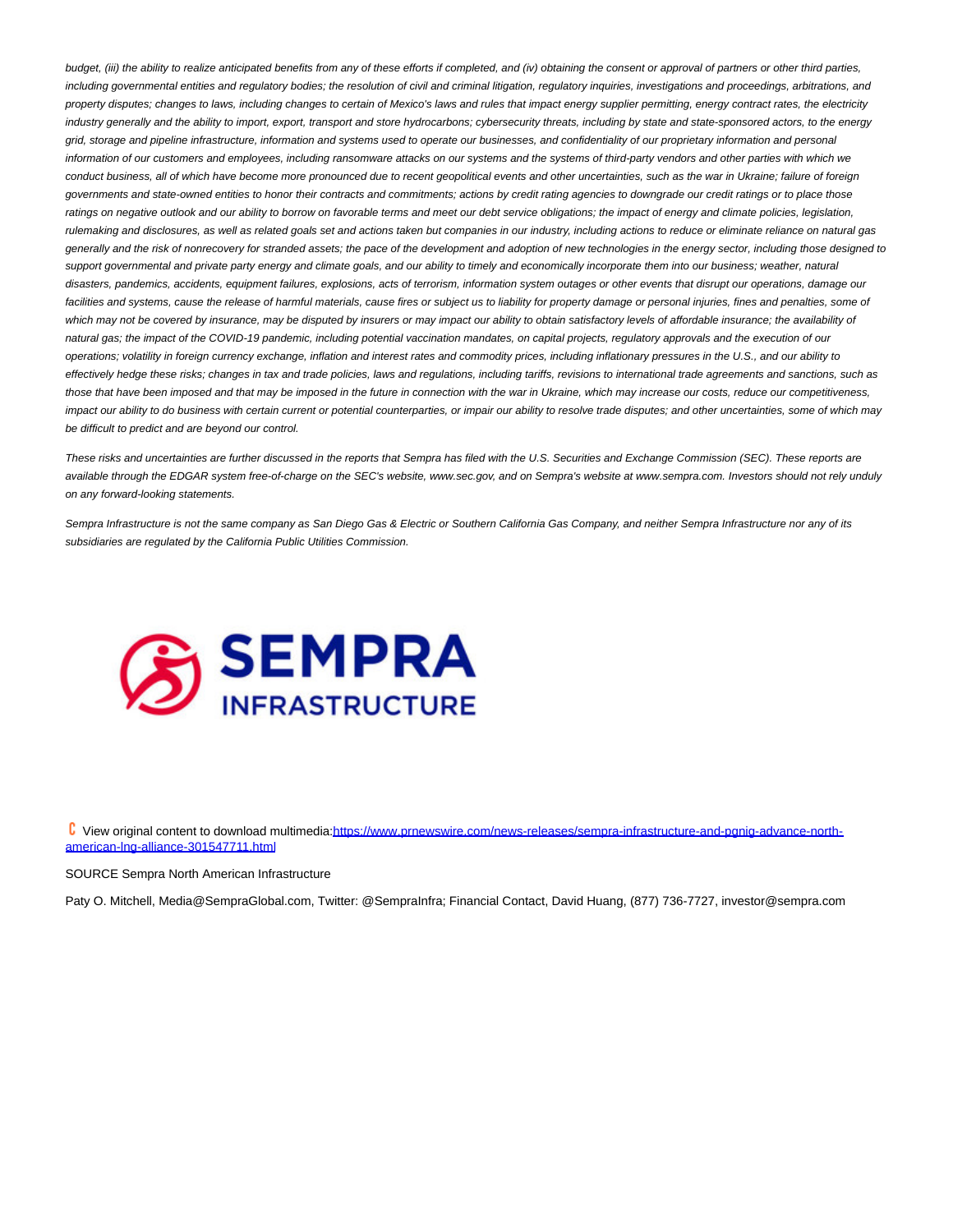*budget, (iii) the ability to realize anticipated benefits from any of these efforts if completed, and (iv) obtaining the consent or approval of partners or other third parties, including governmental entities and regulatory bodies; the resolution of civil and criminal litigation, regulatory inquiries, investigations and proceedings, arbitrations, and property disputes; changes to laws, including changes to certain of Mexico's laws and rules that impact energy supplier permitting, energy contract rates, the electricity industry generally and the ability to import, export, transport and store hydrocarbons; cybersecurity threats, including by state and state-sponsored actors, to the energy grid, storage and pipeline infrastructure, information and systems used to operate our businesses, and confidentiality of our proprietary information and personal information of our customers and employees, including ransomware attacks on our systems and the systems of third-party vendors and other parties with which we conduct business, all of which have become more pronounced due to recent geopolitical events and other uncertainties, such as the war in Ukraine; failure of foreign governments and state-owned entities to honor their contracts and commitments; actions by credit rating agencies to downgrade our credit ratings or to place those ratings on negative outlook and our ability to borrow on favorable terms and meet our debt service obligations; the impact of energy and climate policies, legislation, rulemaking and disclosures, as well as related goals set and actions taken but companies in our industry, including actions to reduce or eliminate reliance on natural gas generally and the risk of nonrecovery for stranded assets; the pace of the development and adoption of new technologies in the energy sector, including those designed to support governmental and private party energy and climate goals, and our ability to timely and economically incorporate them into our business; weather, natural disasters, pandemics, accidents, equipment failures, explosions, acts of terrorism, information system outages or other events that disrupt our operations, damage our facilities and systems, cause the release of harmful materials, cause fires or subject us to liability for property damage or personal injuries, fines and penalties, some of which may not be covered by insurance, may be disputed by insurers or may impact our ability to obtain satisfactory levels of affordable insurance; the availability of natural gas; the impact of the COVID-19 pandemic, including potential vaccination mandates, on capital projects, regulatory approvals and the execution of our operations; volatility in foreign currency exchange, inflation and interest rates and commodity prices, including inflationary pressures in the U.S., and our ability to effectively hedge these risks; changes in tax and trade policies, laws and regulations, including tariffs, revisions to international trade agreements and sanctions, such as those that have been imposed and that may be imposed in the future in connection with the war in Ukraine, which may increase our costs, reduce our competitiveness, impact our ability to do business with certain current or potential counterparties, or impair our ability to resolve trade disputes; and other uncertainties, some of which may be difficult to predict and are beyond our control.*

*These risks and uncertainties are further discussed in the reports that Sempra has filed with the U.S. Securities and Exchange Commission (SEC). These reports are available through the EDGAR system free-of-charge on the SEC's website, www.sec.gov, and on Sempra's website at www.sempra.com. Investors should not rely unduly on any forward-looking statements.*

*Sempra Infrastructure is not the same company as San Diego Gas & Electric or Southern California Gas Company, and neither Sempra Infrastructure nor any of its subsidiaries are regulated by the California Public Utilities Commission.*

SEMPRA INFRASTRUCTURE

View original content to download multimedia:https://www.prnewswire.com/news-releases/sempra-infrastructure-and-pgnig-advance-north-american-lng-alliance-301547711.html

SOURCE Sempra North American Infrastructure

Paty O. Mitchell, Media@SempraGlobal.com, Twitter: @SempraInfra; Financial Contact, David Huang, (877) 736-7727, investor@sempra.com